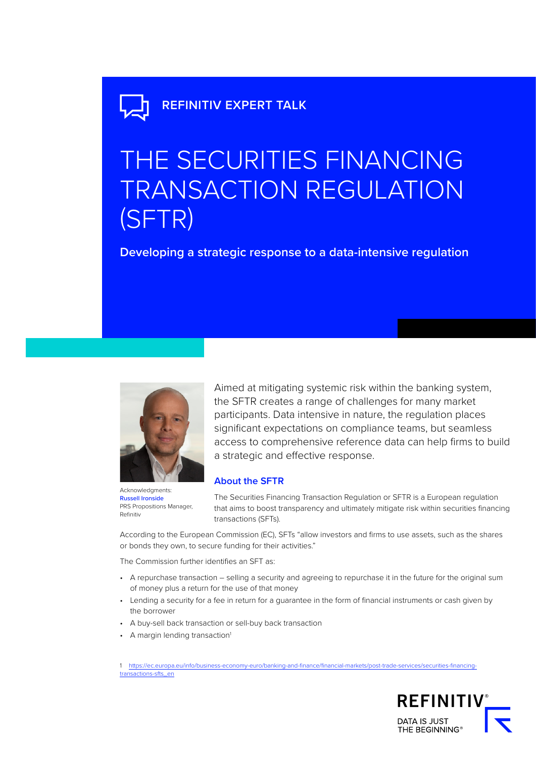REFINITIV EXPERT TALK

# THE SECURITIES FINANCING TRANSACTION REGULATION (SFTR)

**Developing a strategic response to a data-intensive regulation**

Acknowledgments:
Russell Ironside
PRS Propositions Manager, Refinitiv

Aimed at mitigating systemic risk within the banking system, the SFTR creates a range of challenges for many market participants. Data intensive in nature, the regulation places significant expectations on compliance teams, but seamless access to comprehensive reference data can help firms to build a strategic and effective response.

## About the SFTR

The Securities Financing Transaction Regulation or SFTR is a European regulation that aims to boost transparency and ultimately mitigate risk within securities financing transactions (SFTs).

According to the European Commission (EC), SFTs "allow investors and firms to use assets, such as the shares or bonds they own, to secure funding for their activities."

The Commission further identifies an SFT as:

- A repurchase transaction – selling a security and agreeing to repurchase it in the future for the original sum of money plus a return for the use of that money
- Lending a security for a fee in return for a guarantee in the form of financial instruments or cash given by the borrower
- A buy-sell back transaction or sell-buy back transaction
- A margin lending transaction[1]

1 https://ec.europa.eu/info/business-economy-euro/banking-and-finance/financial-markets/post-trade-services/securities-financing-transactions-sfts_en

REFINITIV
DATA IS JUST THE BEGINNING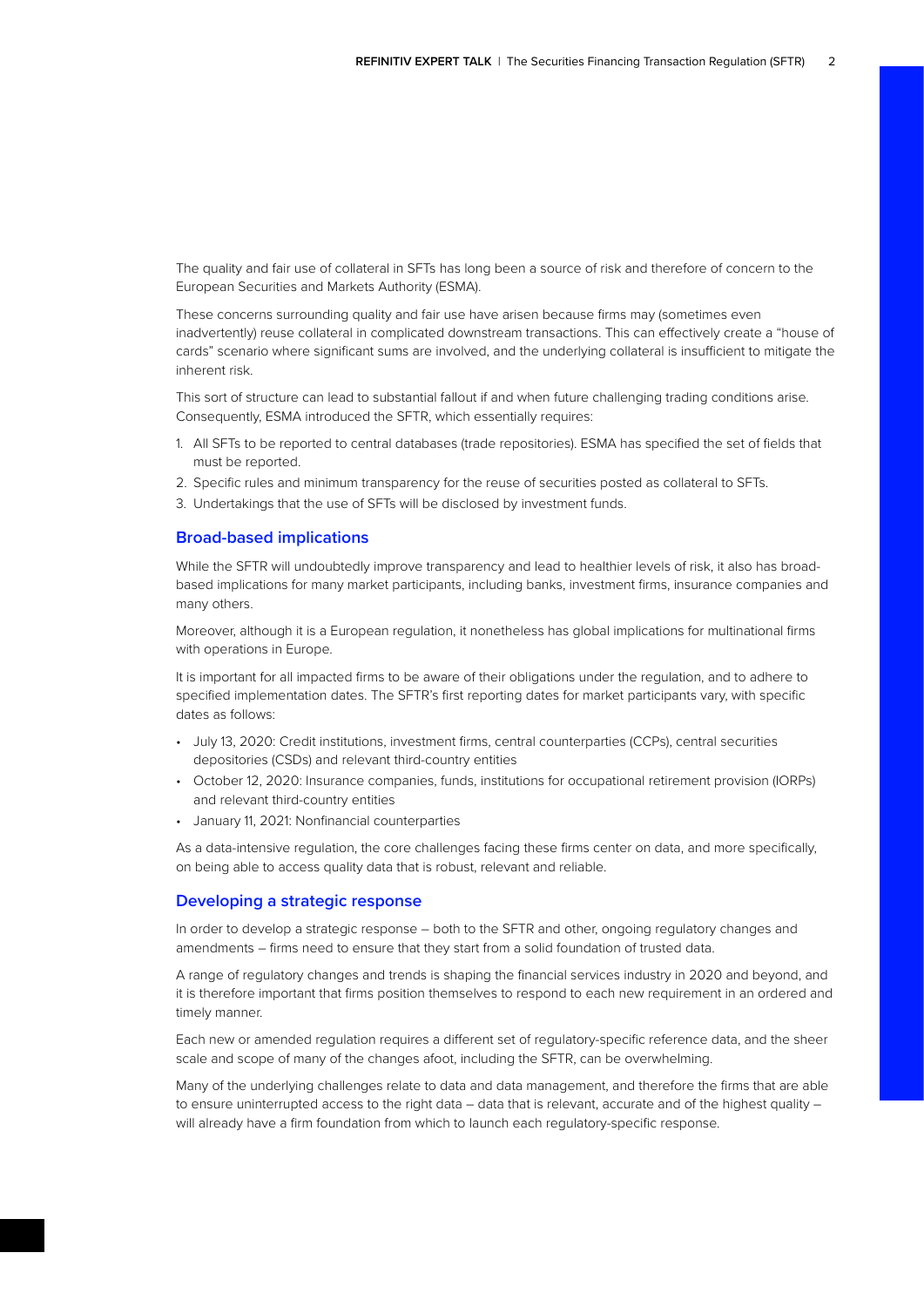The quality and fair use of collateral in SFTs has long been a source of risk and therefore of concern to the European Securities and Markets Authority (ESMA).

These concerns surrounding quality and fair use have arisen because firms may (sometimes even inadvertently) reuse collateral in complicated downstream transactions. This can effectively create a "house of cards" scenario where significant sums are involved, and the underlying collateral is insufficient to mitigate the inherent risk.

This sort of structure can lead to substantial fallout if and when future challenging trading conditions arise. Consequently, ESMA introduced the SFTR, which essentially requires:

1. All SFTs to be reported to central databases (trade repositories). ESMA has specified the set of fields that must be reported.
2. Specific rules and minimum transparency for the reuse of securities posted as collateral to SFTs.
3. Undertakings that the use of SFTs will be disclosed by investment funds.

## Broad-based implications

While the SFTR will undoubtedly improve transparency and lead to healthier levels of risk, it also has broad-based implications for many market participants, including banks, investment firms, insurance companies and many others.

Moreover, although it is a European regulation, it nonetheless has global implications for multinational firms with operations in Europe.

It is important for all impacted firms to be aware of their obligations under the regulation, and to adhere to specified implementation dates. The SFTR's first reporting dates for market participants vary, with specific dates as follows:

- July 13, 2020: Credit institutions, investment firms, central counterparties (CCPs), central securities depositories (CSDs) and relevant third-country entities
- October 12, 2020: Insurance companies, funds, institutions for occupational retirement provision (IORPs) and relevant third-country entities
- January 11, 2021: Nonfinancial counterparties

As a data-intensive regulation, the core challenges facing these firms center on data, and more specifically, on being able to access quality data that is robust, relevant and reliable.

## Developing a strategic response

In order to develop a strategic response – both to the SFTR and other, ongoing regulatory changes and amendments – firms need to ensure that they start from a solid foundation of trusted data.

A range of regulatory changes and trends is shaping the financial services industry in 2020 and beyond, and it is therefore important that firms position themselves to respond to each new requirement in an ordered and timely manner.

Each new or amended regulation requires a different set of regulatory-specific reference data, and the sheer scale and scope of many of the changes afoot, including the SFTR, can be overwhelming.

Many of the underlying challenges relate to data and data management, and therefore the firms that are able to ensure uninterrupted access to the right data – data that is relevant, accurate and of the highest quality – will already have a firm foundation from which to launch each regulatory-specific response.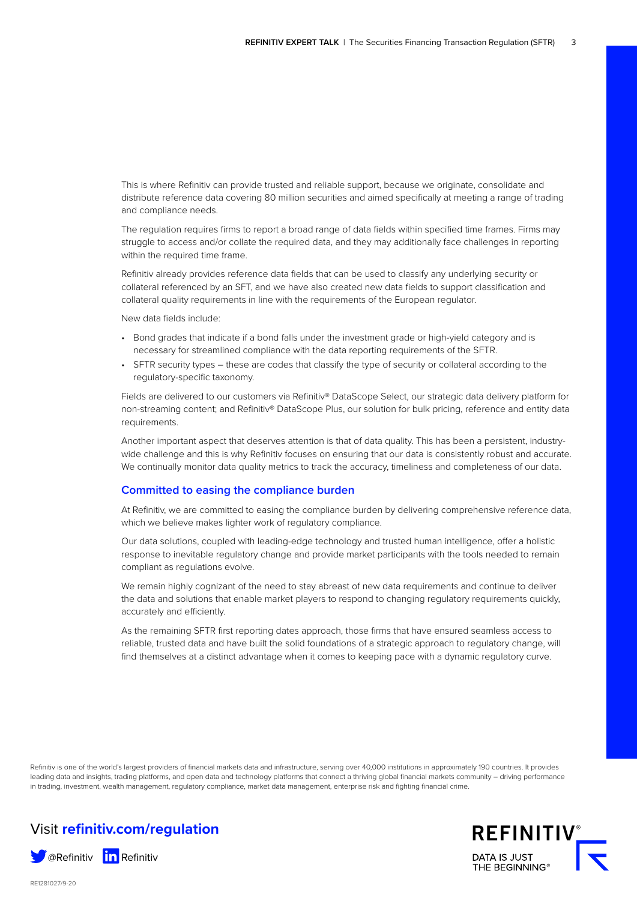This is where Refinitiv can provide trusted and reliable support, because we originate, consolidate and distribute reference data covering 80 million securities and aimed specifically at meeting a range of trading and compliance needs.

The regulation requires firms to report a broad range of data fields within specified time frames. Firms may struggle to access and/or collate the required data, and they may additionally face challenges in reporting within the required time frame.

Refinitiv already provides reference data fields that can be used to classify any underlying security or collateral referenced by an SFT, and we have also created new data fields to support classification and collateral quality requirements in line with the requirements of the European regulator.

New data fields include:

- Bond grades that indicate if a bond falls under the investment grade or high-yield category and is necessary for streamlined compliance with the data reporting requirements of the SFTR.
- SFTR security types – these are codes that classify the type of security or collateral according to the regulatory-specific taxonomy.

Fields are delivered to our customers via Refinitiv® DataScope Select, our strategic data delivery platform for non-streaming content; and Refinitiv® DataScope Plus, our solution for bulk pricing, reference and entity data requirements.

Another important aspect that deserves attention is that of data quality. This has been a persistent, industry-wide challenge and this is why Refinitiv focuses on ensuring that our data is consistently robust and accurate. We continually monitor data quality metrics to track the accuracy, timeliness and completeness of our data.

## Committed to easing the compliance burden

At Refinitiv, we are committed to easing the compliance burden by delivering comprehensive reference data, which we believe makes lighter work of regulatory compliance.

Our data solutions, coupled with leading-edge technology and trusted human intelligence, offer a holistic response to inevitable regulatory change and provide market participants with the tools needed to remain compliant as regulations evolve.

We remain highly cognizant of the need to stay abreast of new data requirements and continue to deliver the data and solutions that enable market players to respond to changing regulatory requirements quickly, accurately and efficiently.

As the remaining SFTR first reporting dates approach, those firms that have ensured seamless access to reliable, trusted data and have built the solid foundations of a strategic approach to regulatory change, will find themselves at a distinct advantage when it comes to keeping pace with a dynamic regulatory curve.

Refinitiv is one of the world's largest providers of financial markets data and infrastructure, serving over 40,000 institutions in approximately 190 countries. It provides leading data and insights, trading platforms, and open data and technology platforms that connect a thriving global financial markets community – driving performance in trading, investment, wealth management, regulatory compliance, market data management, enterprise risk and fighting financial crime.

Visit **refinitiv.com/regulation**

@Refinitiv Refinitiv

REFINITIV® DATA IS JUST THE BEGINNING®

RE1281027/9-20